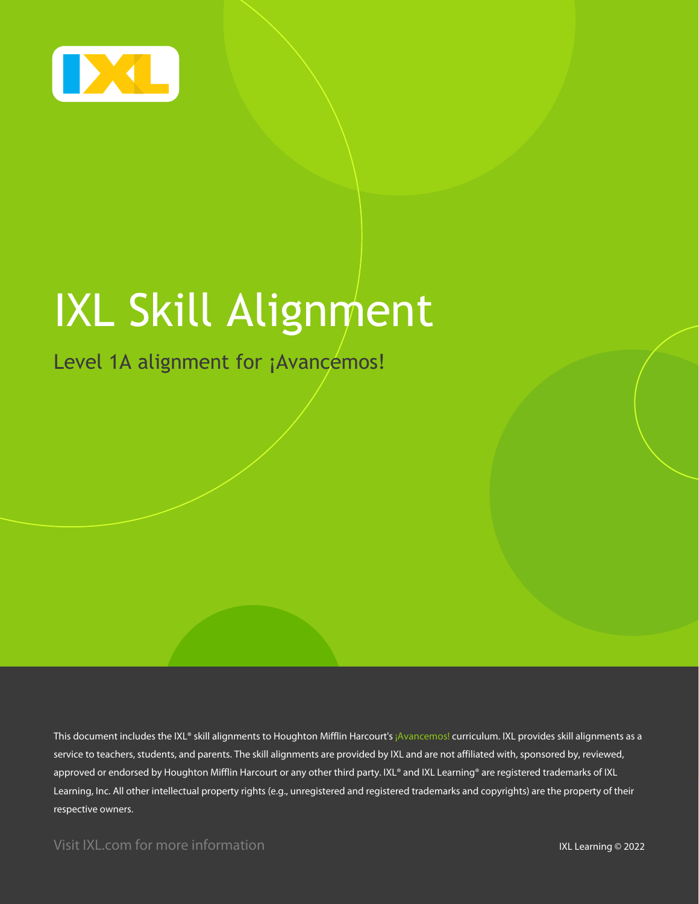# IXL Skill Alignment

## Level 1A alignment for ¡Avancemos!

This document includes the IXL® skill alignments to Houghton Mifflin Harcourt's ¡Avancemos! curriculum. IXL provides skill alignments as a service to teachers, students, and parents. The skill alignments are provided by IXL and are not affiliated with, sponsored by, reviewed, approved or endorsed by Houghton Mifflin Harcourt or any other third party. IXL® and IXL Learning® are registered trademarks of IXL Learning, Inc. All other intellectual property rights (e.g., unregistered and registered trademarks and copyrights) are the property of their respective owners.

Visit IXL.com for more information

IXL Learning © 2022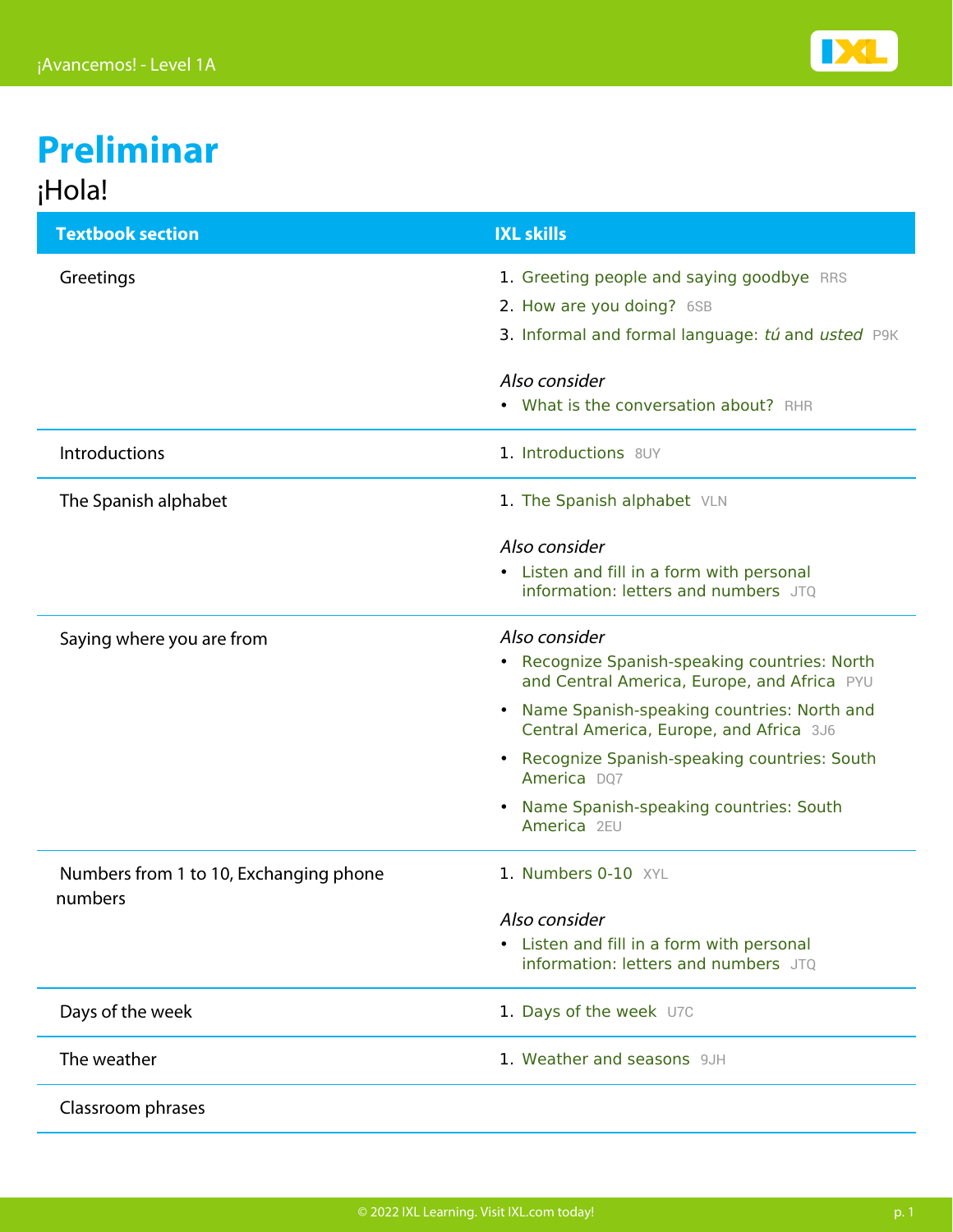# Preliminar

## ¡Hola!

| Textbook section | IXL skills |
| --- | --- |
| Greetings | 1. Greeting people and saying goodbye RRS<br>2. How are you doing? 6SB<br>3. Informal and formal language: *tú* and *usted* P9K<br><br>*Also consider*<br>• What is the conversation about? RHR |
| Introductions | 1. Introductions 8UY |
| The Spanish alphabet | 1. The Spanish alphabet VLN<br><br>*Also consider*<br>• Listen and fill in a form with personal information: letters and numbers JTQ |
| Saying where you are from | *Also consider*<br>• Recognize Spanish-speaking countries: North and Central America, Europe, and Africa PYU<br>• Name Spanish-speaking countries: North and Central America, Europe, and Africa 3J6<br>• Recognize Spanish-speaking countries: South America DQ7<br>• Name Spanish-speaking countries: South America 2EU |
| Numbers from 1 to 10, Exchanging phone numbers | 1. Numbers 0-10 XYL<br><br>*Also consider*<br>• Listen and fill in a form with personal information: letters and numbers JTQ |
| Days of the week | 1. Days of the week U7C |
| The weather | 1. Weather and seasons 9JH |
| Classroom phrases | |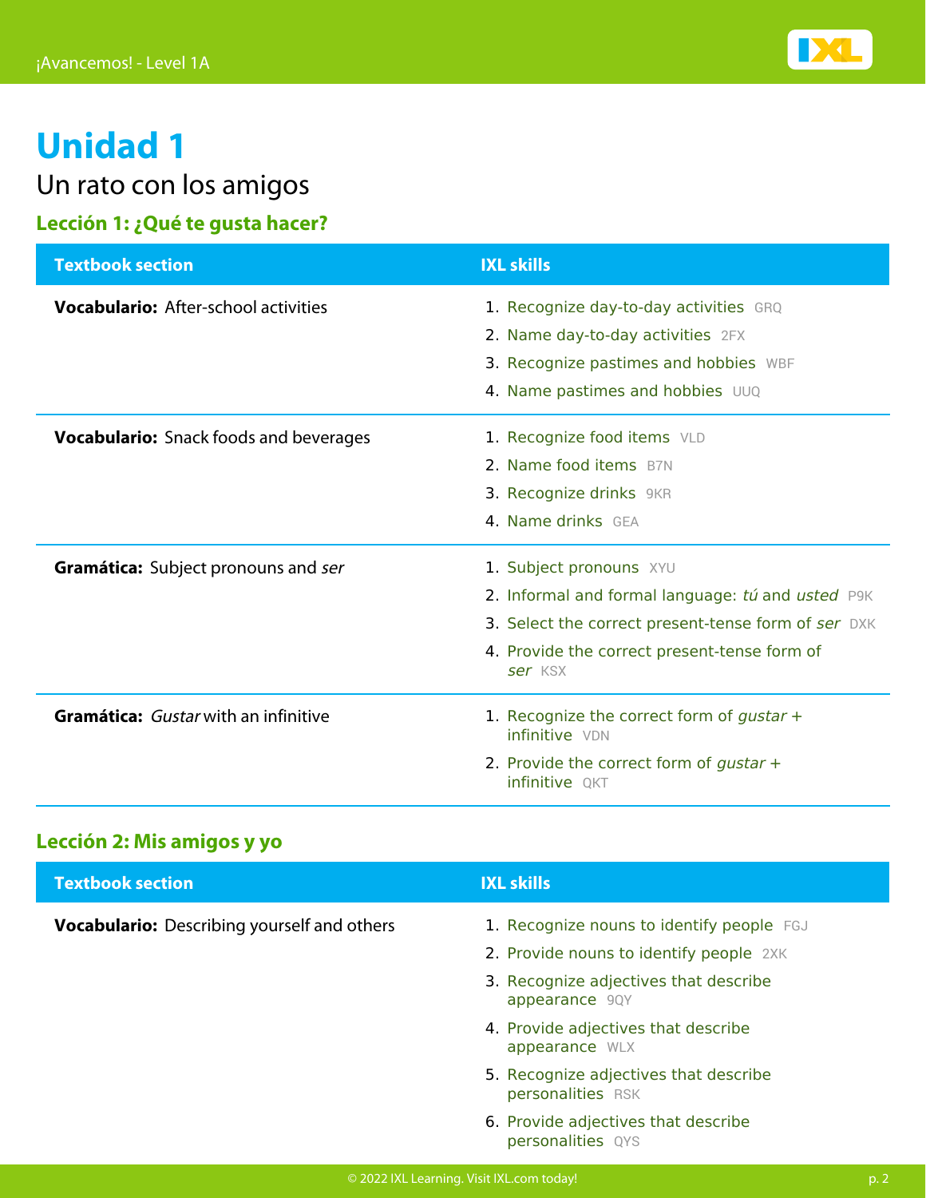# Unidad 1

## Un rato con los amigos

### Lección 1: ¿Qué te gusta hacer?

| Textbook section | IXL skills |
| --- | --- |
| **Vocabulario:** After-school activities | 1. Recognize day-to-day activities GRQ<br>2. Name day-to-day activities 2FX<br>3. Recognize pastimes and hobbies WBF<br>4. Name pastimes and hobbies UUQ |
| **Vocabulario:** Snack foods and beverages | 1. Recognize food items VLD<br>2. Name food items B7N<br>3. Recognize drinks 9KR<br>4. Name drinks GEA |
| **Gramática:** Subject pronouns and *ser* | 1. Subject pronouns XYU<br>2. Informal and formal language: *tú* and *usted* P9K<br>3. Select the correct present-tense form of *ser* DXK<br>4. Provide the correct present-tense form of *ser* KSX |
| **Gramática:** *Gustar* with an infinitive | 1. Recognize the correct form of *gustar* + infinitive VDN<br>2. Provide the correct form of *gustar* + infinitive QKT |

### Lección 2: Mis amigos y yo

| Textbook section | IXL skills |
| --- | --- |
| **Vocabulario:** Describing yourself and others | 1. Recognize nouns to identify people FGJ<br>2. Provide nouns to identify people 2XK<br>3. Recognize adjectives that describe appearance 9QY<br>4. Provide adjectives that describe appearance WLX<br>5. Recognize adjectives that describe personalities RSK<br>6. Provide adjectives that describe personalities QYS |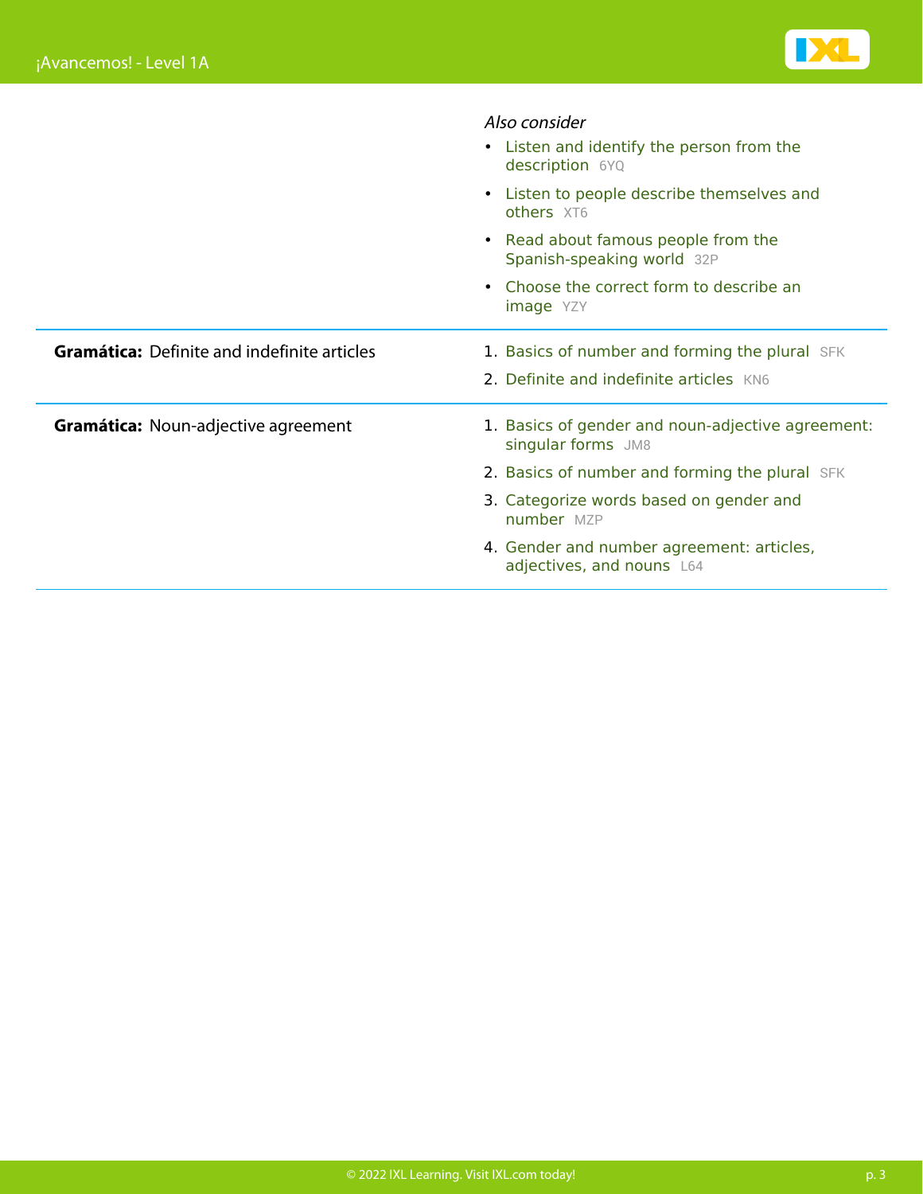| | |
|---|---|
| | *Also consider*<br>• Listen and identify the person from the description 6YQ<br>• Listen to people describe themselves and others XT6<br>• Read about famous people from the Spanish-speaking world 32P<br>• Choose the correct form to describe an image YZY |
| **Gramática:** Definite and indefinite articles | 1. Basics of number and forming the plural SFK<br>2. Definite and indefinite articles KN6 |
| **Gramática:** Noun-adjective agreement | 1. Basics of gender and noun-adjective agreement: singular forms JM8<br>2. Basics of number and forming the plural SFK<br>3. Categorize words based on gender and number MZP<br>4. Gender and number agreement: articles, adjectives, and nouns L64 |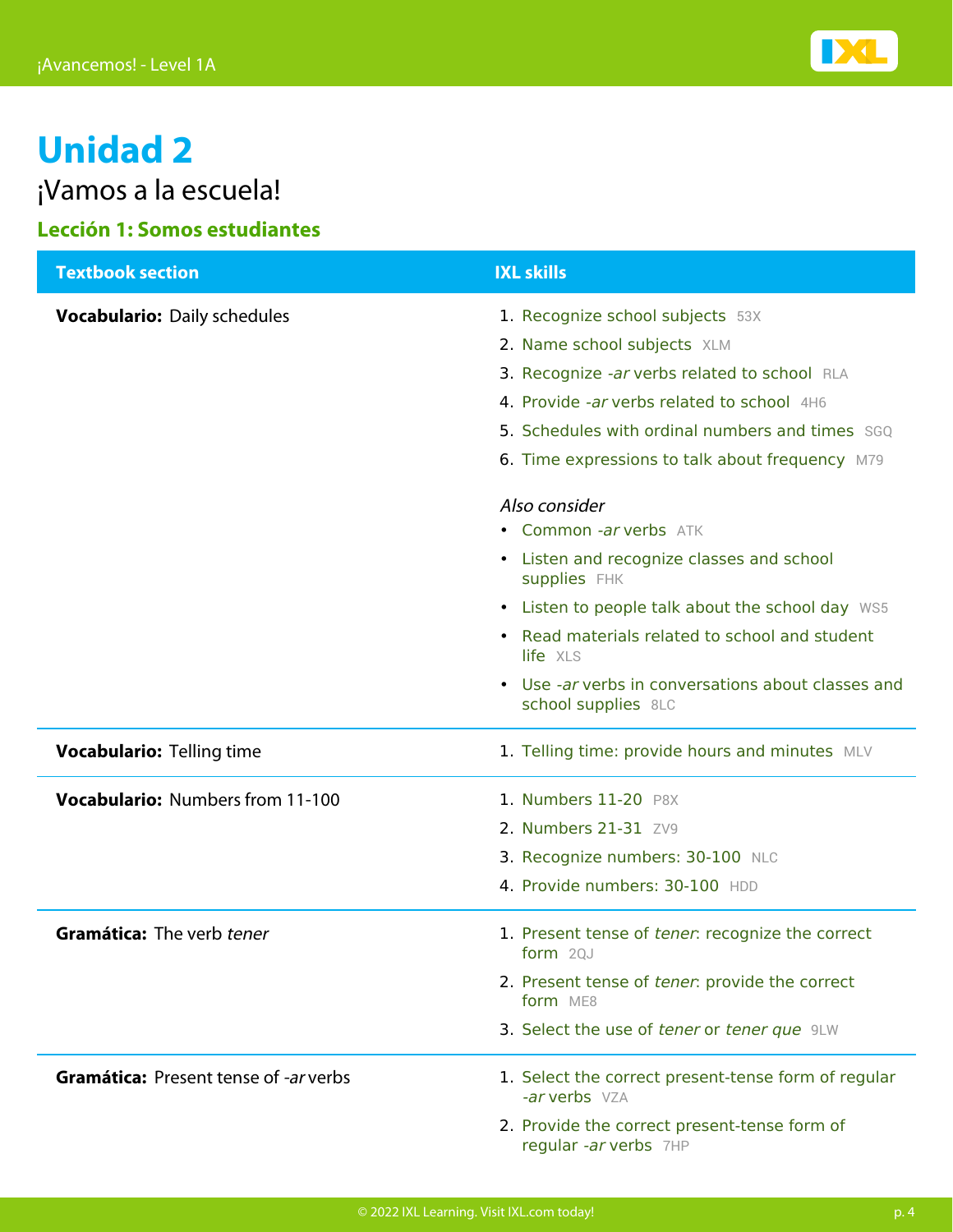# Unidad 2

## ¡Vamos a la escuela!

### Lección 1: Somos estudiantes

| Textbook section | IXL skills |
| --- | --- |
| **Vocabulario:** Daily schedules | 1. Recognize school subjects 53X<br>2. Name school subjects XLM<br>3. Recognize *-ar* verbs related to school RLA<br>4. Provide *-ar* verbs related to school 4H6<br>5. Schedules with ordinal numbers and times SGQ<br>6. Time expressions to talk about frequency M79<br><br>*Also consider*<br>• Common *-ar* verbs ATK<br>• Listen and recognize classes and school supplies FHK<br>• Listen to people talk about the school day WS5<br>• Read materials related to school and student life XLS<br>• Use *-ar* verbs in conversations about classes and school supplies 8LC |
| **Vocabulario:** Telling time | 1. Telling time: provide hours and minutes MLV |
| **Vocabulario:** Numbers from 11-100 | 1. Numbers 11-20 P8X<br>2. Numbers 21-31 ZV9<br>3. Recognize numbers: 30-100 NLC<br>4. Provide numbers: 30-100 HDD |
| **Gramática:** The verb *tener* | 1. Present tense of *tener*: recognize the correct form 2QJ<br>2. Present tense of *tener*: provide the correct form ME8<br>3. Select the use of *tener* or *tener que* 9LW |
| **Gramática:** Present tense of *-ar* verbs | 1. Select the correct present-tense form of regular *-ar* verbs VZA<br>2. Provide the correct present-tense form of regular *-ar* verbs 7HP |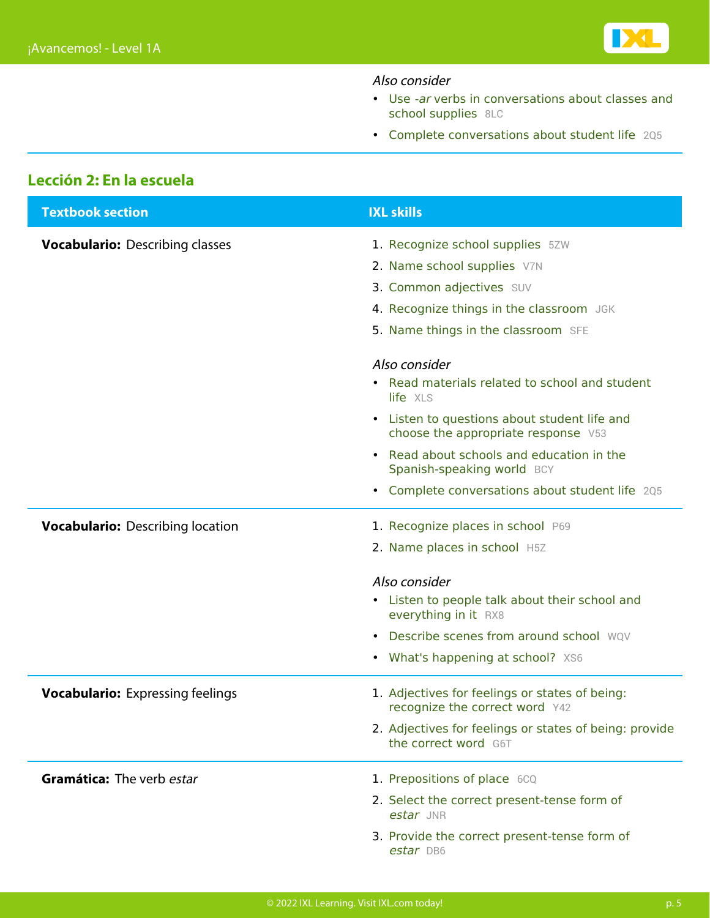*Also consider*

- Use *-ar* verbs in conversations about classes and school supplies 8LC
- Complete conversations about student life 2Q5

## Lección 2: En la escuela

| Textbook section | IXL skills |
| --- | --- |
| **Vocabulario:** Describing classes | 1. Recognize school supplies 5ZW<br>2. Name school supplies V7N<br>3. Common adjectives SUV<br>4. Recognize things in the classroom JGK<br>5. Name things in the classroom SFE<br><br>*Also consider*<br>• Read materials related to school and student life XLS<br>• Listen to questions about student life and choose the appropriate response V53<br>• Read about schools and education in the Spanish-speaking world BCY<br>• Complete conversations about student life 2Q5 |
| **Vocabulario:** Describing location | 1. Recognize places in school P69<br>2. Name places in school H5Z<br><br>*Also consider*<br>• Listen to people talk about their school and everything in it RX8<br>• Describe scenes from around school WQV<br>• What's happening at school? XS6 |
| **Vocabulario:** Expressing feelings | 1. Adjectives for feelings or states of being: recognize the correct word Y42<br>2. Adjectives for feelings or states of being: provide the correct word G6T |
| **Gramática:** The verb *estar* | 1. Prepositions of place 6CQ<br>2. Select the correct present-tense form of *estar* JNR<br>3. Provide the correct present-tense form of *estar* DB6 |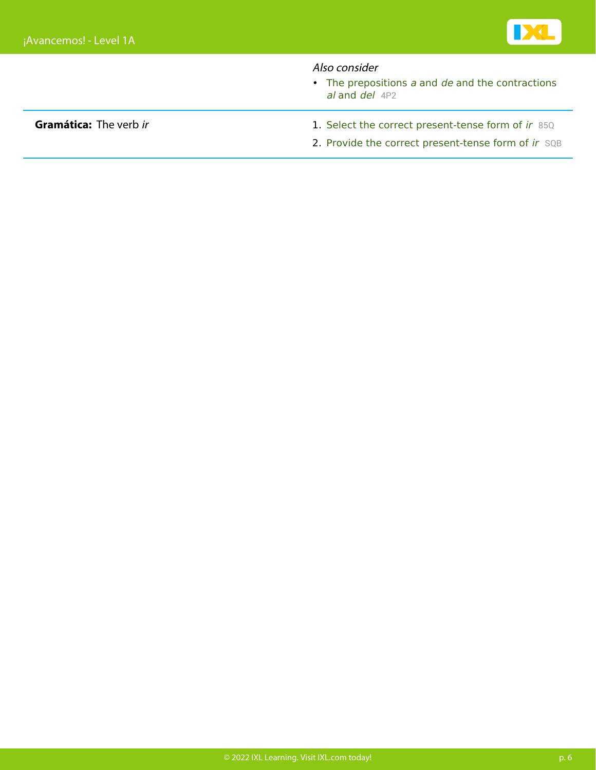| | |
|---|---|
| | *Also consider*<br>• The prepositions *a* and *de* and the contractions *al* and *del* 4P2 |
| **Gramática:** The verb *ir* | 1. Select the correct present-tense form of *ir* 85Q<br>2. Provide the correct present-tense form of *ir* SQB |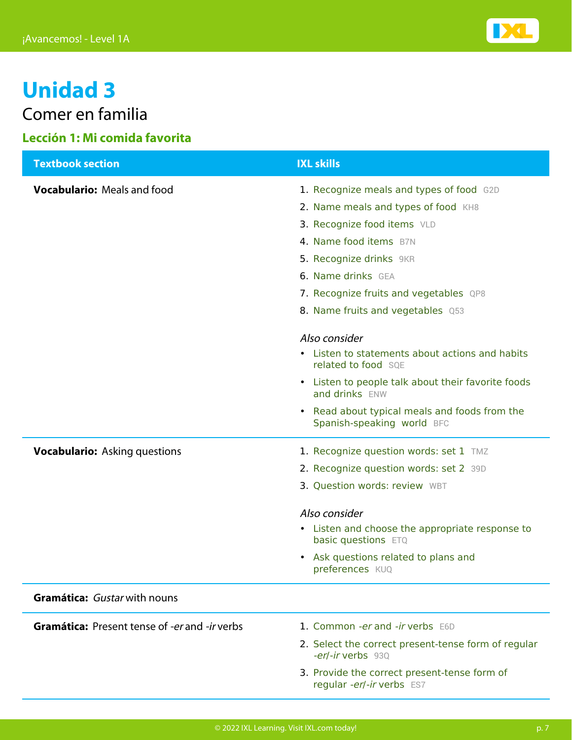# Unidad 3

## Comer en familia

### Lección 1: Mi comida favorita

| Textbook section | IXL skills |
| --- | --- |
| **Vocabulario:** Meals and food | 1. Recognize meals and types of food G2D<br>2. Name meals and types of food KH8<br>3. Recognize food items VLD<br>4. Name food items B7N<br>5. Recognize drinks 9KR<br>6. Name drinks GEA<br>7. Recognize fruits and vegetables QP8<br>8. Name fruits and vegetables Q53<br><br>*Also consider*<br>• Listen to statements about actions and habits related to food SQE<br>• Listen to people talk about their favorite foods and drinks ENW<br>• Read about typical meals and foods from the Spanish-speaking world BFC |
| **Vocabulario:** Asking questions | 1. Recognize question words: set 1 TMZ<br>2. Recognize question words: set 2 39D<br>3. Question words: review WBT<br><br>*Also consider*<br>• Listen and choose the appropriate response to basic questions ETQ<br>• Ask questions related to plans and preferences KUQ |
| **Gramática:** *Gustar* with nouns | |
| **Gramática:** Present tense of *-er* and *-ir* verbs | 1. Common *-er* and *-ir* verbs E6D<br>2. Select the correct present-tense form of regular *-er*/*-ir* verbs 93Q<br>3. Provide the correct present-tense form of regular *-er*/*-ir* verbs ES7 |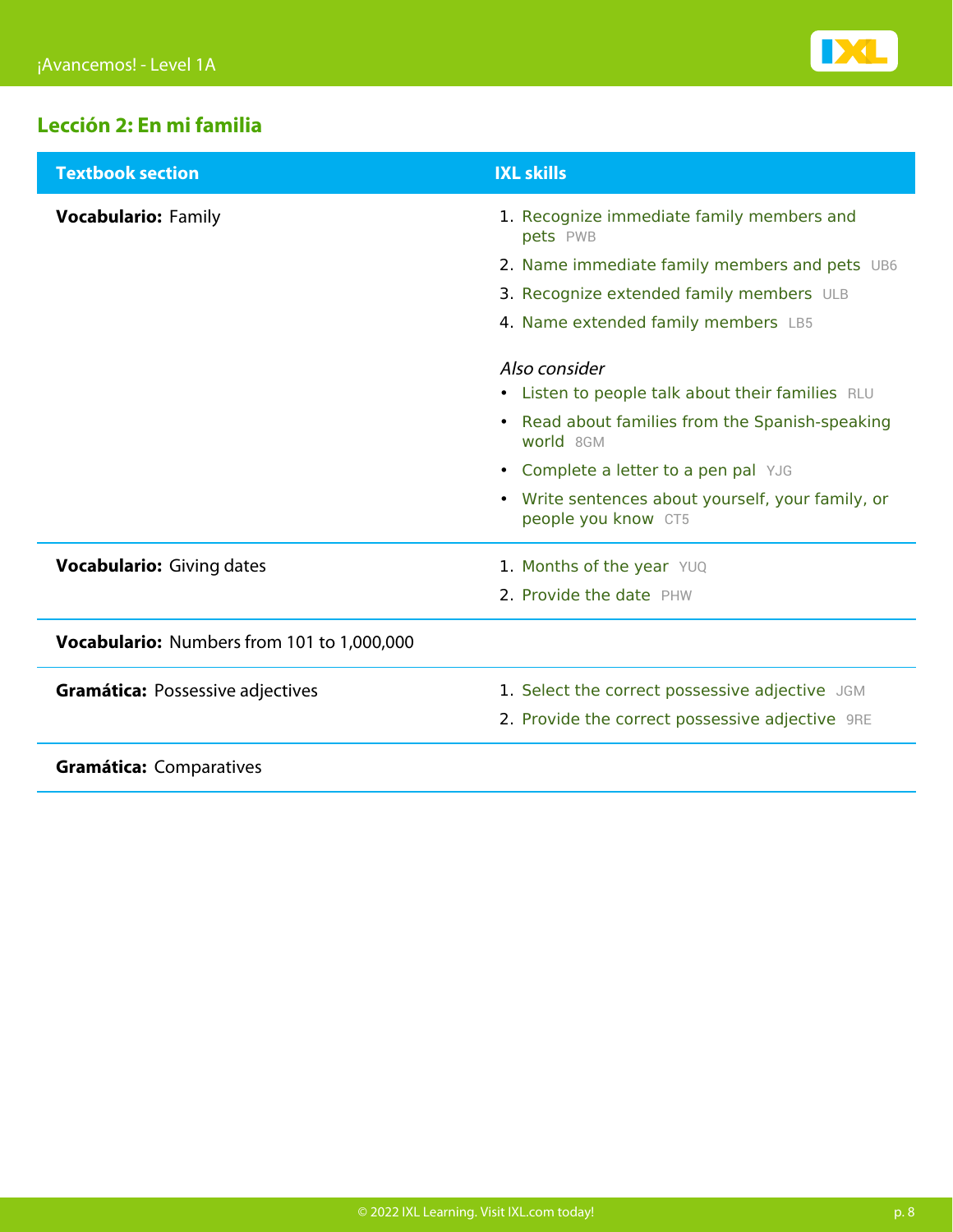## Lección 2: En mi familia

| Textbook section | IXL skills |
| --- | --- |
| **Vocabulario:** Family | 1. Recognize immediate family members and pets PWB<br>2. Name immediate family members and pets UB6<br>3. Recognize extended family members ULB<br>4. Name extended family members LB5<br><br>*Also consider*<br>• Listen to people talk about their families RLU<br>• Read about families from the Spanish-speaking world 8GM<br>• Complete a letter to a pen pal YJG<br>• Write sentences about yourself, your family, or people you know CT5 |
| **Vocabulario:** Giving dates | 1. Months of the year YUQ<br>2. Provide the date PHW |
| **Vocabulario:** Numbers from 101 to 1,000,000 | |
| **Gramática:** Possessive adjectives | 1. Select the correct possessive adjective JGM<br>2. Provide the correct possessive adjective 9RE |
| **Gramática:** Comparatives | |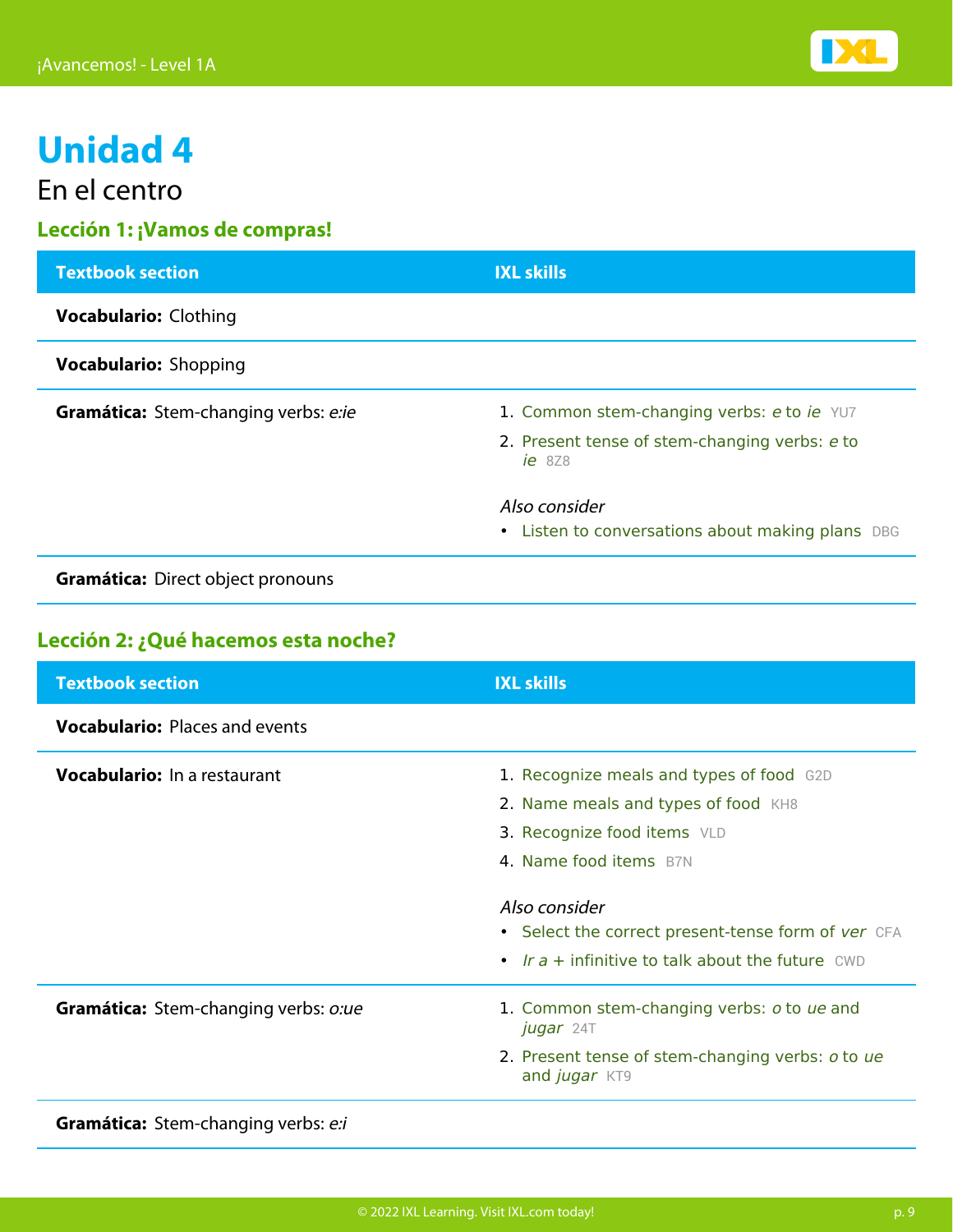# Unidad 4

En el centro

## Lección 1: ¡Vamos de compras!

| Textbook section | IXL skills |
| --- | --- |
| **Vocabulario:** Clothing | |
| **Vocabulario:** Shopping | |
| **Gramática:** Stem-changing verbs: *e:ie* | 1. Common stem-changing verbs: *e* to *ie* YU7<br>2. Present tense of stem-changing verbs: *e* to *ie* 8Z8<br><br>*Also consider*<br>• Listen to conversations about making plans DBG |
| **Gramática:** Direct object pronouns | |

## Lección 2: ¿Qué hacemos esta noche?

| Textbook section | IXL skills |
| --- | --- |
| **Vocabulario:** Places and events | |
| **Vocabulario:** In a restaurant | 1. Recognize meals and types of food G2D<br>2. Name meals and types of food KH8<br>3. Recognize food items VLD<br>4. Name food items B7N<br><br>*Also consider*<br>• Select the correct present-tense form of *ver* CFA<br>• *Ir a* + infinitive to talk about the future CWD |
| **Gramática:** Stem-changing verbs: *o:ue* | 1. Common stem-changing verbs: *o* to *ue* and *jugar* 24T<br>2. Present tense of stem-changing verbs: *o* to *ue* and *jugar* KT9 |
| **Gramática:** Stem-changing verbs: *e:i* | |